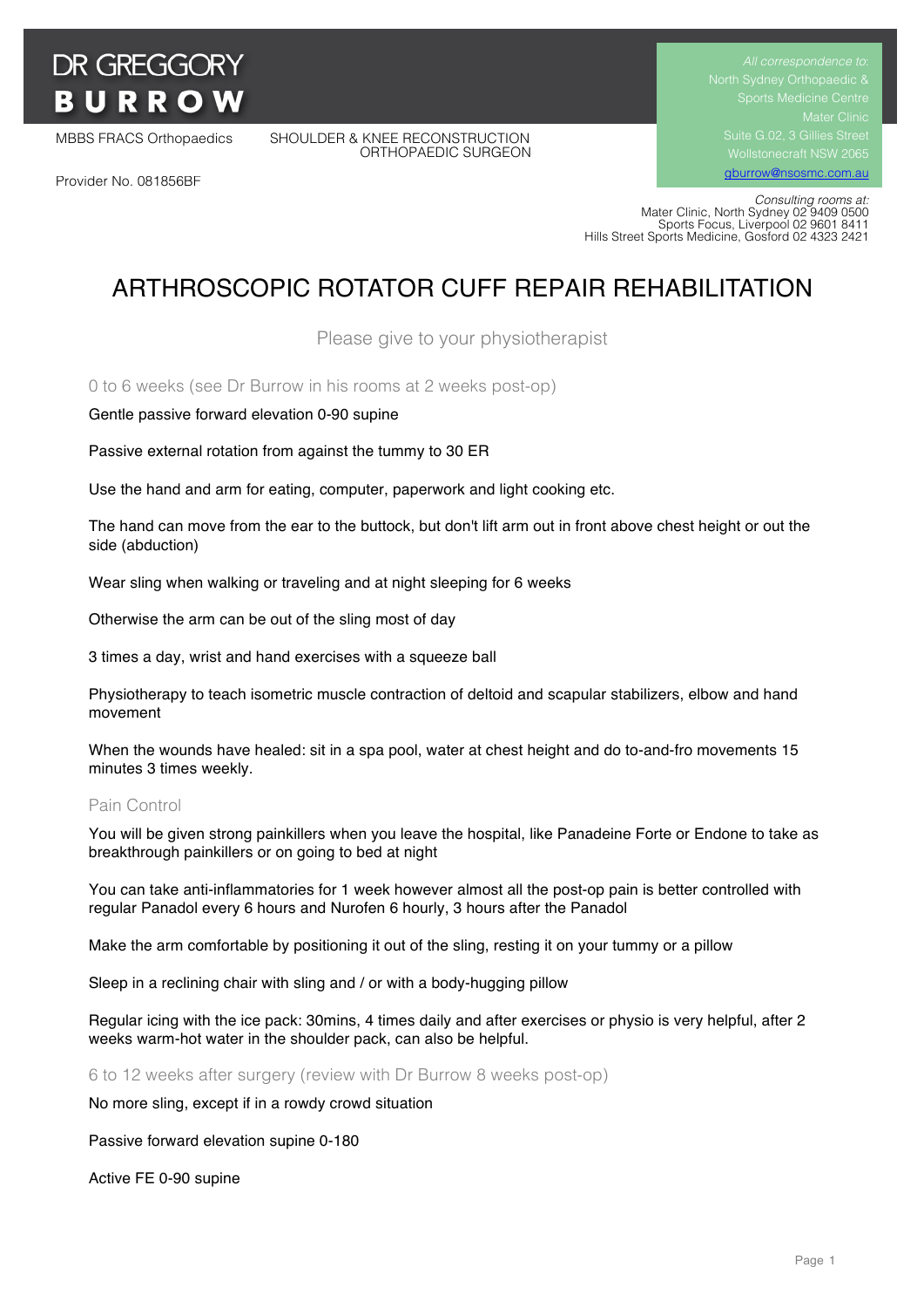DR GREGGORY
**BURROW**

MBBS FRACS Orthopaedics

SHOULDER & KNEE RECONSTRUCTION ORTHOPAEDIC SURGEON

Provider No. 081856BF

*All correspondence to:*
North Sydney Orthopaedic & Sports Medicine Centre
Mater Clinic
Suite G.02, 3 Gillies Street
Wollstonecraft NSW 2065
gburrow@nsosmc.com.au

*Consulting rooms at:*
Mater Clinic, North Sydney 02 9409 0500
Sports Focus, Liverpool 02 9601 8411
Hills Street Sports Medicine, Gosford 02 4323 2421

# ARTHROSCOPIC ROTATOR CUFF REPAIR REHABILITATION

Please give to your physiotherapist

## 0 to 6 weeks (see Dr Burrow in his rooms at 2 weeks post-op)

Gentle passive forward elevation 0-90 supine

Passive external rotation from against the tummy to 30 ER

Use the hand and arm for eating, computer, paperwork and light cooking etc.

The hand can move from the ear to the buttock, but don't lift arm out in front above chest height or out the side (abduction)

Wear sling when walking or traveling and at night sleeping for 6 weeks

Otherwise the arm can be out of the sling most of day

3 times a day, wrist and hand exercises with a squeeze ball

Physiotherapy to teach isometric muscle contraction of deltoid and scapular stabilizers, elbow and hand movement

When the wounds have healed: sit in a spa pool, water at chest height and do to-and-fro movements 15 minutes 3 times weekly.

## Pain Control

You will be given strong painkillers when you leave the hospital, like Panadeine Forte or Endone to take as breakthrough painkillers or on going to bed at night

You can take anti-inflammatories for 1 week however almost all the post-op pain is better controlled with regular Panadol every 6 hours and Nurofen 6 hourly, 3 hours after the Panadol

Make the arm comfortable by positioning it out of the sling, resting it on your tummy or a pillow

Sleep in a reclining chair with sling and / or with a body-hugging pillow

Regular icing with the ice pack: 30mins, 4 times daily and after exercises or physio is very helpful, after 2 weeks warm-hot water in the shoulder pack, can also be helpful.

## 6 to 12 weeks after surgery (review with Dr Burrow 8 weeks post-op)

No more sling, except if in a rowdy crowd situation

Passive forward elevation supine 0-180

Active FE 0-90 supine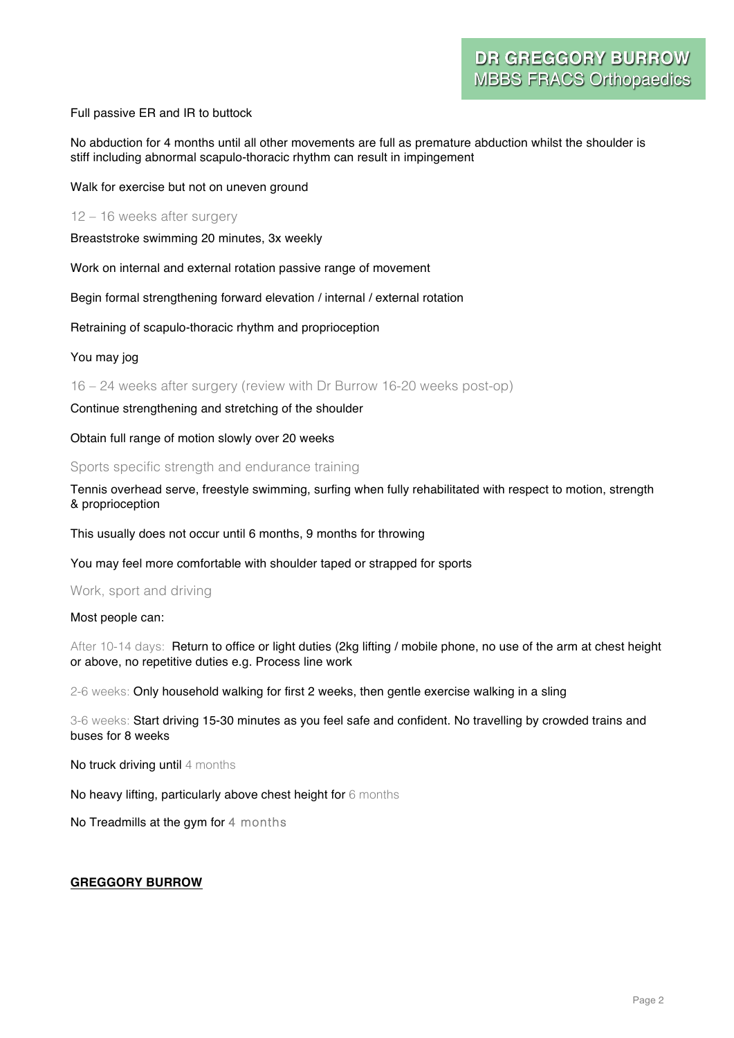Full passive ER and IR to buttock

No abduction for 4 months until all other movements are full as premature abduction whilst the shoulder is stiff including abnormal scapulo-thoracic rhythm can result in impingement

Walk for exercise but not on uneven ground

### 12 – 16 weeks after surgery

Breaststroke swimming 20 minutes, 3x weekly

Work on internal and external rotation passive range of movement

Begin formal strengthening forward elevation / internal / external rotation

Retraining of scapulo-thoracic rhythm and proprioception

You may jog

### 16 – 24 weeks after surgery (review with Dr Burrow 16-20 weeks post-op)

Continue strengthening and stretching of the shoulder

Obtain full range of motion slowly over 20 weeks

### Sports specific strength and endurance training

Tennis overhead serve, freestyle swimming, surfing when fully rehabilitated with respect to motion, strength & proprioception

This usually does not occur until 6 months, 9 months for throwing

You may feel more comfortable with shoulder taped or strapped for sports

### Work, sport and driving

Most people can:

After 10-14 days: Return to office or light duties (2kg lifting / mobile phone, no use of the arm at chest height or above, no repetitive duties e.g. Process line work

2-6 weeks: Only household walking for first 2 weeks, then gentle exercise walking in a sling

3-6 weeks: Start driving 15-30 minutes as you feel safe and confident. No travelling by crowded trains and buses for 8 weeks

No truck driving until 4 months

No heavy lifting, particularly above chest height for 6 months

No Treadmills at the gym for 4 months

**GREGGORY BURROW**